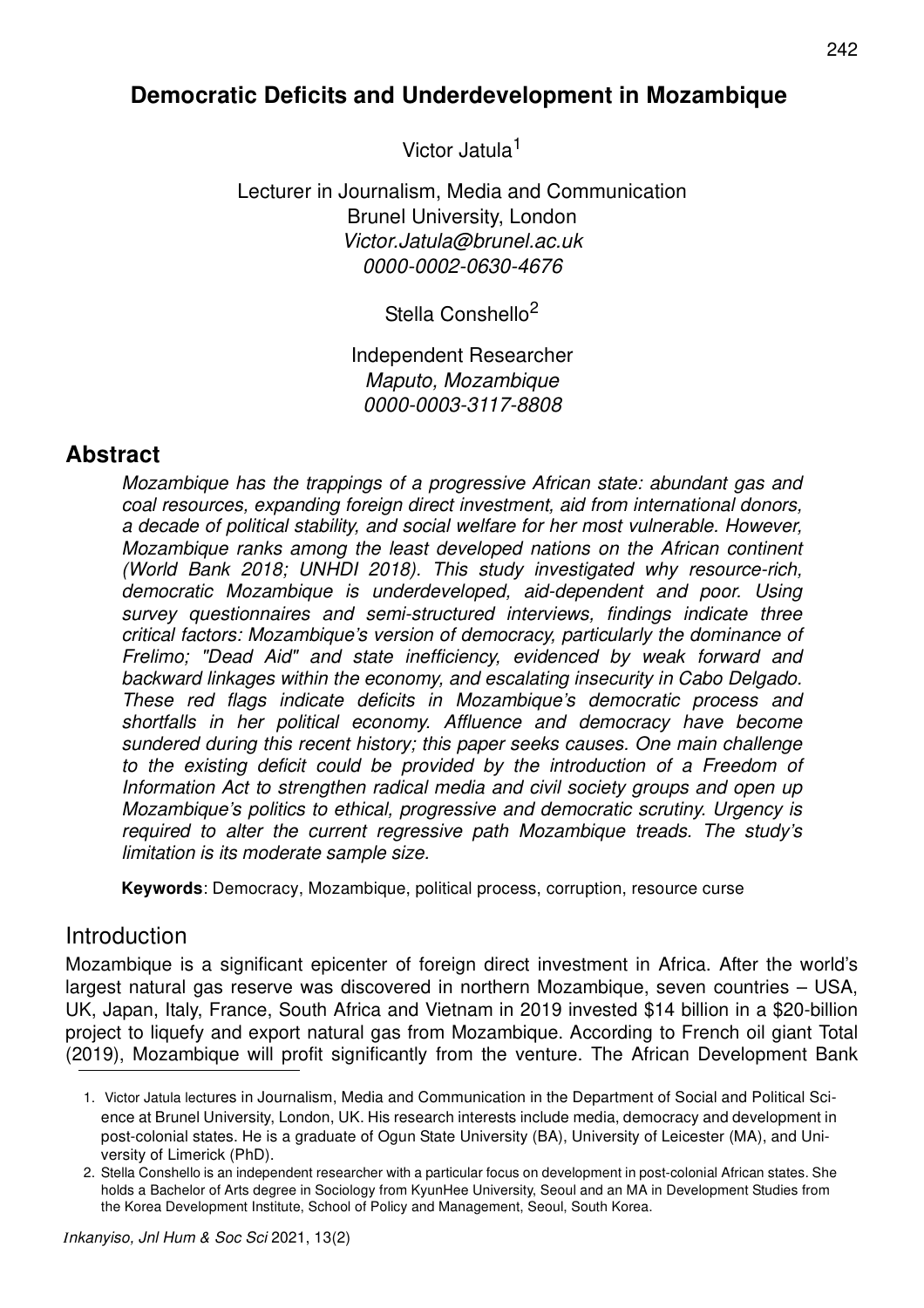# Democratic Deficits and Underdevelopment in Mozambique

Victor Jatula[1]

Lecturer in Journalism, Media and Communication
Brunel University, London
*Victor.Jatula@brunel.ac.uk*
*0000-0002-0630-4676*

Stella Conshello[2]

Independent Researcher
*Maputo, Mozambique*
*0000-0003-3117-8808*

## Abstract

*Mozambique has the trappings of a progressive African state: abundant gas and coal resources, expanding foreign direct investment, aid from international donors, a decade of political stability, and social welfare for her most vulnerable. However, Mozambique ranks among the least developed nations on the African continent (World Bank 2018; UNHDI 2018). This study investigated why resource-rich, democratic Mozambique is underdeveloped, aid-dependent and poor. Using survey questionnaires and semi-structured interviews, findings indicate three critical factors: Mozambique's version of democracy, particularly the dominance of Frelimo; "Dead Aid" and state inefficiency, evidenced by weak forward and backward linkages within the economy, and escalating insecurity in Cabo Delgado. These red flags indicate deficits in Mozambique's democratic process and shortfalls in her political economy. Affluence and democracy have become sundered during this recent history; this paper seeks causes. One main challenge to the existing deficit could be provided by the introduction of a Freedom of Information Act to strengthen radical media and civil society groups and open up Mozambique's politics to ethical, progressive and democratic scrutiny. Urgency is required to alter the current regressive path Mozambique treads. The study's limitation is its moderate sample size.*

**Keywords**: Democracy, Mozambique, political process, corruption, resource curse

## Introduction

Mozambique is a significant epicenter of foreign direct investment in Africa. After the world's largest natural gas reserve was discovered in northern Mozambique, seven countries – USA, UK, Japan, Italy, France, South Africa and Vietnam in 2019 invested $14 billion in a $20-billion project to liquefy and export natural gas from Mozambique. According to French oil giant Total (2019), Mozambique will profit significantly from the venture. The African Development Bank

1. Victor Jatula lectures in Journalism, Media and Communication in the Department of Social and Political Science at Brunel University, London, UK. His research interests include media, democracy and development in post-colonial states. He is a graduate of Ogun State University (BA), University of Leicester (MA), and University of Limerick (PhD).
2. Stella Conshello is an independent researcher with a particular focus on development in post-colonial African states. She holds a Bachelor of Arts degree in Sociology from KyunHee University, Seoul and an MA in Development Studies from the Korea Development Institute, School of Policy and Management, Seoul, South Korea.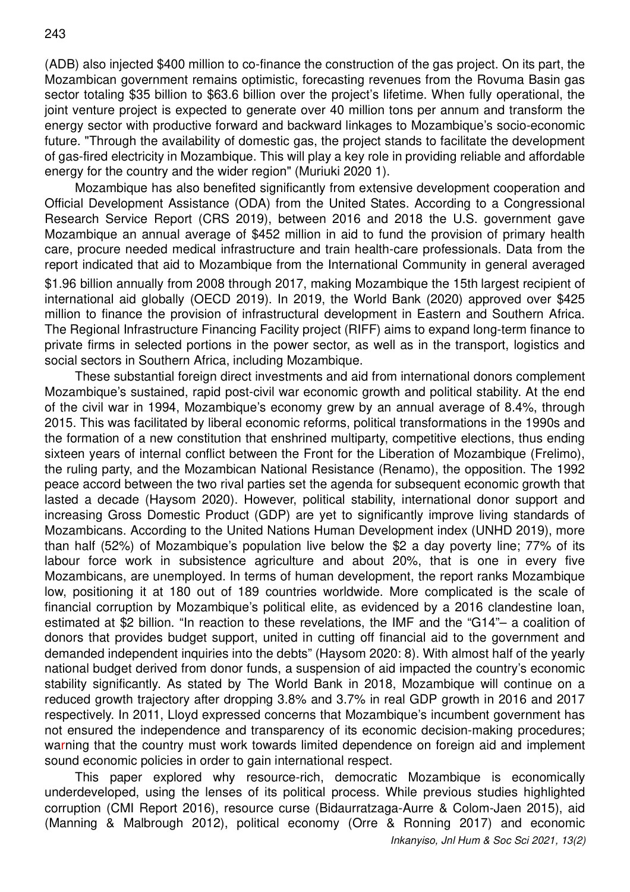(ADB) also injected $400 million to co-finance the construction of the gas project. On its part, the Mozambican government remains optimistic, forecasting revenues from the Rovuma Basin gas sector totaling $35 billion to $63.6 billion over the project's lifetime. When fully operational, the joint venture project is expected to generate over 40 million tons per annum and transform the energy sector with productive forward and backward linkages to Mozambique's socio-economic future. "Through the availability of domestic gas, the project stands to facilitate the development of gas-fired electricity in Mozambique. This will play a key role in providing reliable and affordable energy for the country and the wider region" (Muriuki 2020 1).

Mozambique has also benefited significantly from extensive development cooperation and Official Development Assistance (ODA) from the United States. According to a Congressional Research Service Report (CRS 2019), between 2016 and 2018 the U.S. government gave Mozambique an annual average of $452 million in aid to fund the provision of primary health care, procure needed medical infrastructure and train health-care professionals. Data from the report indicated that aid to Mozambique from the International Community in general averaged $1.96 billion annually from 2008 through 2017, making Mozambique the 15th largest recipient of international aid globally (OECD 2019). In 2019, the World Bank (2020) approved over $425 million to finance the provision of infrastructural development in Eastern and Southern Africa. The Regional Infrastructure Financing Facility project (RIFF) aims to expand long-term finance to private firms in selected portions in the power sector, as well as in the transport, logistics and social sectors in Southern Africa, including Mozambique.

These substantial foreign direct investments and aid from international donors complement Mozambique's sustained, rapid post-civil war economic growth and political stability. At the end of the civil war in 1994, Mozambique's economy grew by an annual average of 8.4%, through 2015. This was facilitated by liberal economic reforms, political transformations in the 1990s and the formation of a new constitution that enshrined multiparty, competitive elections, thus ending sixteen years of internal conflict between the Front for the Liberation of Mozambique (Frelimo), the ruling party, and the Mozambican National Resistance (Renamo), the opposition. The 1992 peace accord between the two rival parties set the agenda for subsequent economic growth that lasted a decade (Haysom 2020). However, political stability, international donor support and increasing Gross Domestic Product (GDP) are yet to significantly improve living standards of Mozambicans. According to the United Nations Human Development index (UNHD 2019), more than half (52%) of Mozambique's population live below the $2 a day poverty line; 77% of its labour force work in subsistence agriculture and about 20%, that is one in every five Mozambicans, are unemployed. In terms of human development, the report ranks Mozambique low, positioning it at 180 out of 189 countries worldwide. More complicated is the scale of financial corruption by Mozambique's political elite, as evidenced by a 2016 clandestine loan, estimated at $2 billion. "In reaction to these revelations, the IMF and the "G14"– a coalition of donors that provides budget support, united in cutting off financial aid to the government and demanded independent inquiries into the debts" (Haysom 2020: 8). With almost half of the yearly national budget derived from donor funds, a suspension of aid impacted the country's economic stability significantly. As stated by The World Bank in 2018, Mozambique will continue on a reduced growth trajectory after dropping 3.8% and 3.7% in real GDP growth in 2016 and 2017 respectively. In 2011, Lloyd expressed concerns that Mozambique's incumbent government has not ensured the independence and transparency of its economic decision-making procedures; warning that the country must work towards limited dependence on foreign aid and implement sound economic policies in order to gain international respect.

This paper explored why resource-rich, democratic Mozambique is economically underdeveloped, using the lenses of its political process. While previous studies highlighted corruption (CMI Report 2016), resource curse (Bidaurratzaga-Aurre & Colom-Jaen 2015), aid (Manning & Malbrough 2012), political economy (Orre & Ronning 2017) and economic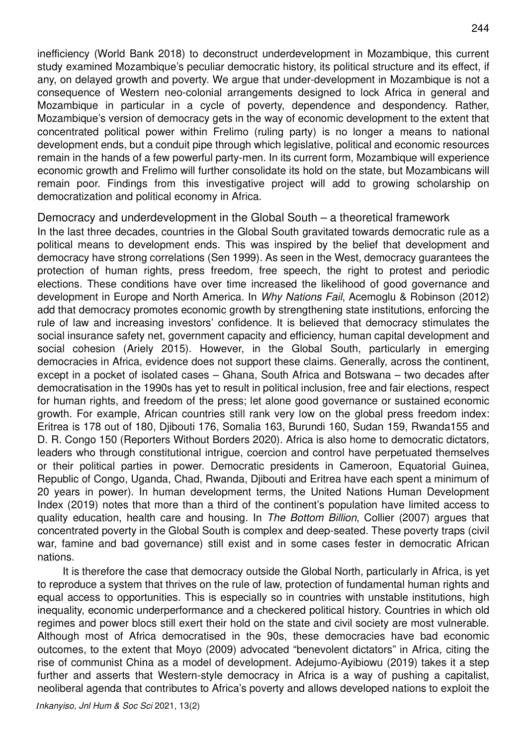inefficiency (World Bank 2018) to deconstruct underdevelopment in Mozambique, this current study examined Mozambique's peculiar democratic history, its political structure and its effect, if any, on delayed growth and poverty. We argue that under-development in Mozambique is not a consequence of Western neo-colonial arrangements designed to lock Africa in general and Mozambique in particular in a cycle of poverty, dependence and despondency. Rather, Mozambique's version of democracy gets in the way of economic development to the extent that concentrated political power within Frelimo (ruling party) is no longer a means to national development ends, but a conduit pipe through which legislative, political and economic resources remain in the hands of a few powerful party-men. In its current form, Mozambique will experience economic growth and Frelimo will further consolidate its hold on the state, but Mozambicans will remain poor. Findings from this investigative project will add to growing scholarship on democratization and political economy in Africa.

## Democracy and underdevelopment in the Global South – a theoretical framework

In the last three decades, countries in the Global South gravitated towards democratic rule as a political means to development ends. This was inspired by the belief that development and democracy have strong correlations (Sen 1999). As seen in the West, democracy guarantees the protection of human rights, press freedom, free speech, the right to protest and periodic elections. These conditions have over time increased the likelihood of good governance and development in Europe and North America. In *Why Nations Fail*, Acemoglu & Robinson (2012) add that democracy promotes economic growth by strengthening state institutions, enforcing the rule of law and increasing investors' confidence. It is believed that democracy stimulates the social insurance safety net, government capacity and efficiency, human capital development and social cohesion (Ariely 2015). However, in the Global South, particularly in emerging democracies in Africa, evidence does not support these claims. Generally, across the continent, except in a pocket of isolated cases – Ghana, South Africa and Botswana – two decades after democratisation in the 1990s has yet to result in political inclusion, free and fair elections, respect for human rights, and freedom of the press; let alone good governance or sustained economic growth. For example, African countries still rank very low on the global press freedom index: Eritrea is 178 out of 180, Djibouti 176, Somalia 163, Burundi 160, Sudan 159, Rwanda155 and D. R. Congo 150 (Reporters Without Borders 2020). Africa is also home to democratic dictators, leaders who through constitutional intrigue, coercion and control have perpetuated themselves or their political parties in power. Democratic presidents in Cameroon, Equatorial Guinea, Republic of Congo, Uganda, Chad, Rwanda, Djibouti and Eritrea have each spent a minimum of 20 years in power). In human development terms, the United Nations Human Development Index (2019) notes that more than a third of the continent's population have limited access to quality education, health care and housing. In *The Bottom Billion*, Collier (2007) argues that concentrated poverty in the Global South is complex and deep-seated. These poverty traps (civil war, famine and bad governance) still exist and in some cases fester in democratic African nations.

It is therefore the case that democracy outside the Global North, particularly in Africa, is yet to reproduce a system that thrives on the rule of law, protection of fundamental human rights and equal access to opportunities. This is especially so in countries with unstable institutions, high inequality, economic underperformance and a checkered political history. Countries in which old regimes and power blocs still exert their hold on the state and civil society are most vulnerable. Although most of Africa democratised in the 90s, these democracies have bad economic outcomes, to the extent that Moyo (2009) advocated "benevolent dictators" in Africa, citing the rise of communist China as a model of development. Adejumo-Ayibiowu (2019) takes it a step further and asserts that Western-style democracy in Africa is a way of pushing a capitalist, neoliberal agenda that contributes to Africa's poverty and allows developed nations to exploit the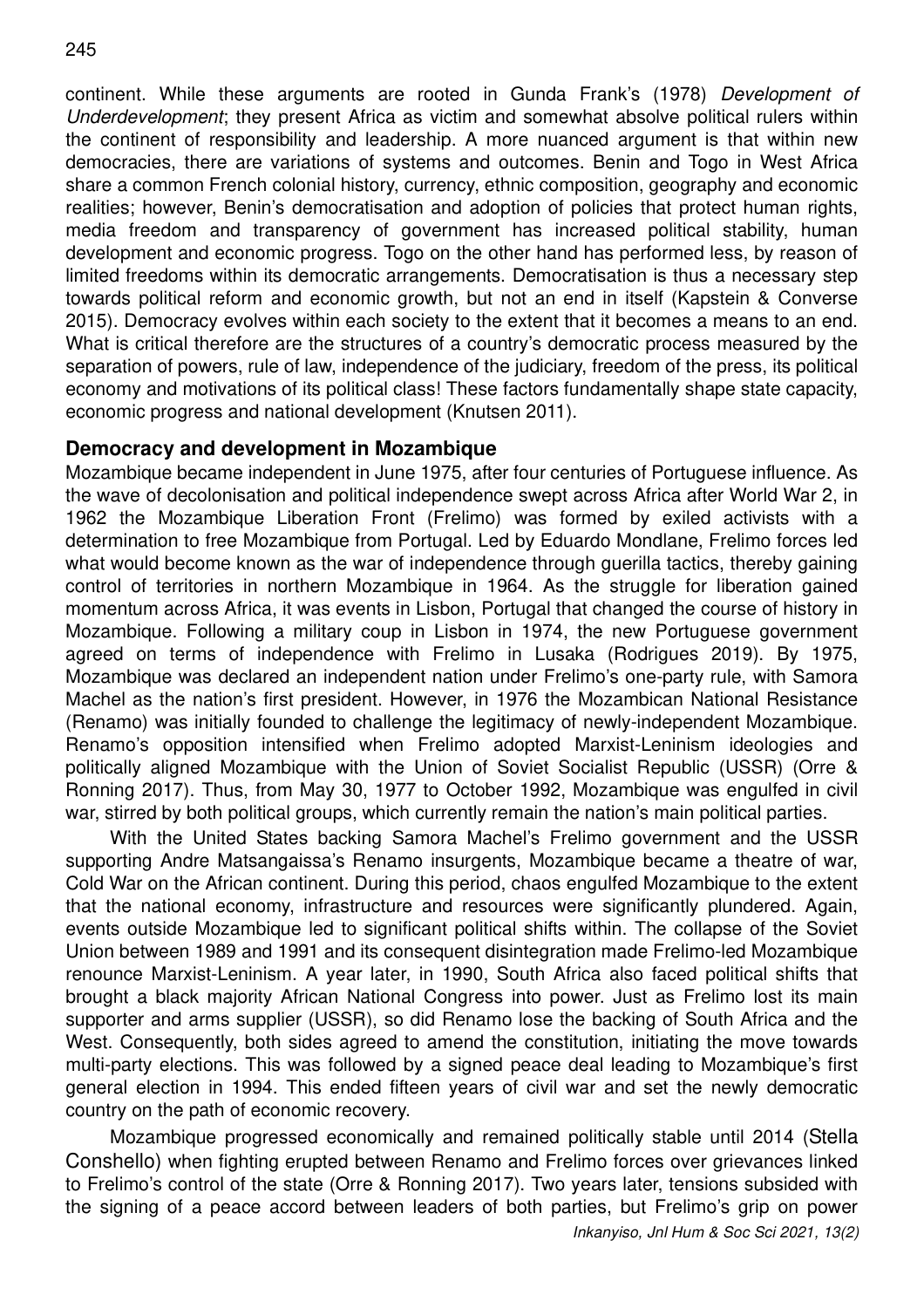continent. While these arguments are rooted in Gunda Frank's (1978) *Development of Underdevelopment*; they present Africa as victim and somewhat absolve political rulers within the continent of responsibility and leadership. A more nuanced argument is that within new democracies, there are variations of systems and outcomes. Benin and Togo in West Africa share a common French colonial history, currency, ethnic composition, geography and economic realities; however, Benin's democratisation and adoption of policies that protect human rights, media freedom and transparency of government has increased political stability, human development and economic progress. Togo on the other hand has performed less, by reason of limited freedoms within its democratic arrangements. Democratisation is thus a necessary step towards political reform and economic growth, but not an end in itself (Kapstein & Converse 2015). Democracy evolves within each society to the extent that it becomes a means to an end. What is critical therefore are the structures of a country's democratic process measured by the separation of powers, rule of law, independence of the judiciary, freedom of the press, its political economy and motivations of its political class! These factors fundamentally shape state capacity, economic progress and national development (Knutsen 2011).

## Democracy and development in Mozambique

Mozambique became independent in June 1975, after four centuries of Portuguese influence. As the wave of decolonisation and political independence swept across Africa after World War 2, in 1962 the Mozambique Liberation Front (Frelimo) was formed by exiled activists with a determination to free Mozambique from Portugal. Led by Eduardo Mondlane, Frelimo forces led what would become known as the war of independence through guerilla tactics, thereby gaining control of territories in northern Mozambique in 1964. As the struggle for liberation gained momentum across Africa, it was events in Lisbon, Portugal that changed the course of history in Mozambique. Following a military coup in Lisbon in 1974, the new Portuguese government agreed on terms of independence with Frelimo in Lusaka (Rodrigues 2019). By 1975, Mozambique was declared an independent nation under Frelimo's one-party rule, with Samora Machel as the nation's first president. However, in 1976 the Mozambican National Resistance (Renamo) was initially founded to challenge the legitimacy of newly-independent Mozambique. Renamo's opposition intensified when Frelimo adopted Marxist-Leninism ideologies and politically aligned Mozambique with the Union of Soviet Socialist Republic (USSR) (Orre & Ronning 2017). Thus, from May 30, 1977 to October 1992, Mozambique was engulfed in civil war, stirred by both political groups, which currently remain the nation's main political parties.

With the United States backing Samora Machel's Frelimo government and the USSR supporting Andre Matsangaissa's Renamo insurgents, Mozambique became a theatre of war, Cold War on the African continent. During this period, chaos engulfed Mozambique to the extent that the national economy, infrastructure and resources were significantly plundered. Again, events outside Mozambique led to significant political shifts within. The collapse of the Soviet Union between 1989 and 1991 and its consequent disintegration made Frelimo-led Mozambique renounce Marxist-Leninism. A year later, in 1990, South Africa also faced political shifts that brought a black majority African National Congress into power. Just as Frelimo lost its main supporter and arms supplier (USSR), so did Renamo lose the backing of South Africa and the West. Consequently, both sides agreed to amend the constitution, initiating the move towards multi-party elections. This was followed by a signed peace deal leading to Mozambique's first general election in 1994. This ended fifteen years of civil war and set the newly democratic country on the path of economic recovery.

Mozambique progressed economically and remained politically stable until 2014 (Stella Conshello) when fighting erupted between Renamo and Frelimo forces over grievances linked to Frelimo's control of the state (Orre & Ronning 2017). Two years later, tensions subsided with the signing of a peace accord between leaders of both parties, but Frelimo's grip on power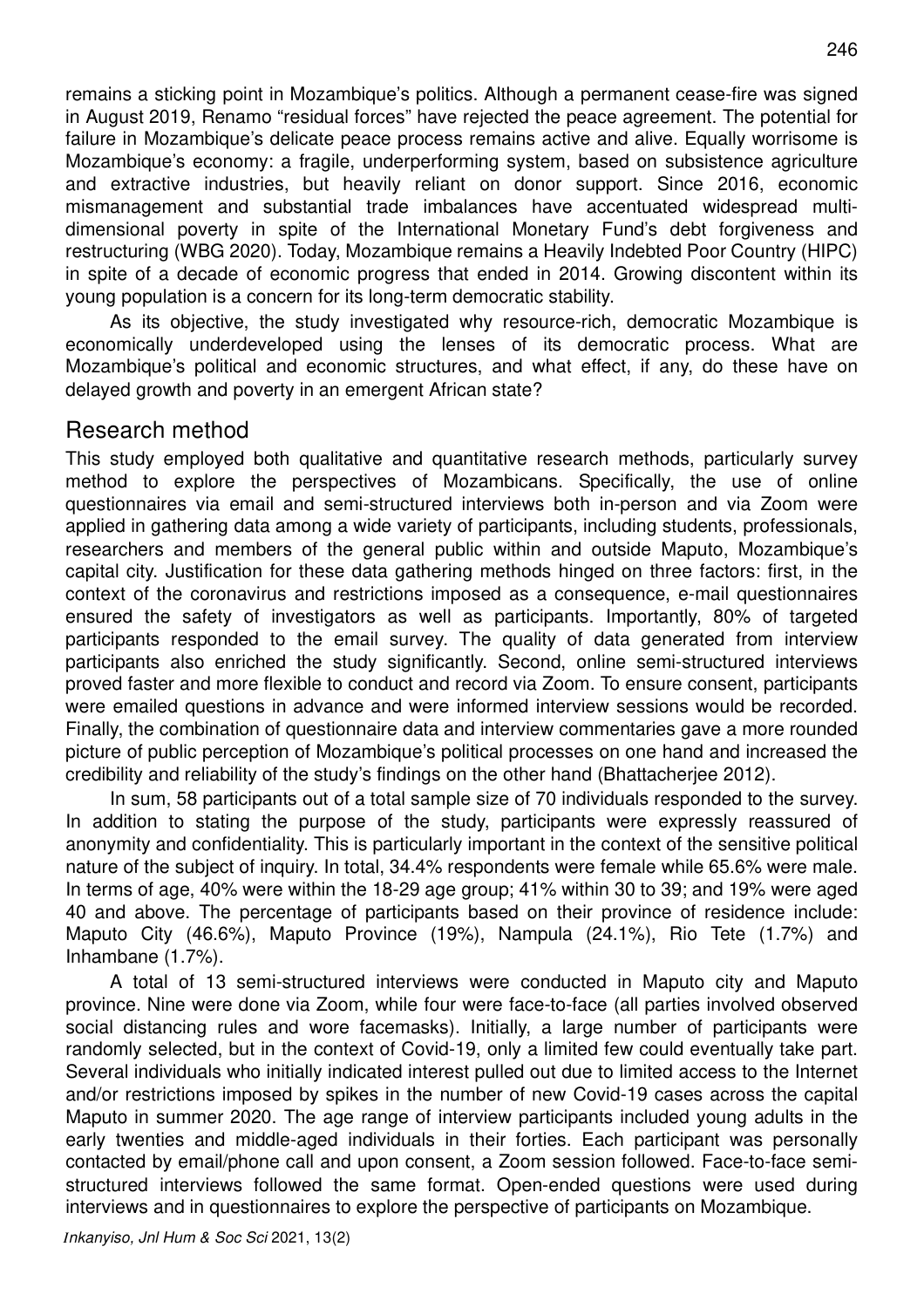remains a sticking point in Mozambique's politics. Although a permanent cease-fire was signed in August 2019, Renamo "residual forces" have rejected the peace agreement. The potential for failure in Mozambique's delicate peace process remains active and alive. Equally worrisome is Mozambique's economy: a fragile, underperforming system, based on subsistence agriculture and extractive industries, but heavily reliant on donor support. Since 2016, economic mismanagement and substantial trade imbalances have accentuated widespread multi-dimensional poverty in spite of the International Monetary Fund's debt forgiveness and restructuring (WBG 2020). Today, Mozambique remains a Heavily Indebted Poor Country (HIPC) in spite of a decade of economic progress that ended in 2014. Growing discontent within its young population is a concern for its long-term democratic stability.

As its objective, the study investigated why resource-rich, democratic Mozambique is economically underdeveloped using the lenses of its democratic process. What are Mozambique's political and economic structures, and what effect, if any, do these have on delayed growth and poverty in an emergent African state?

## Research method

This study employed both qualitative and quantitative research methods, particularly survey method to explore the perspectives of Mozambicans. Specifically, the use of online questionnaires via email and semi-structured interviews both in-person and via Zoom were applied in gathering data among a wide variety of participants, including students, professionals, researchers and members of the general public within and outside Maputo, Mozambique's capital city. Justification for these data gathering methods hinged on three factors: first, in the context of the coronavirus and restrictions imposed as a consequence, e-mail questionnaires ensured the safety of investigators as well as participants. Importantly, 80% of targeted participants responded to the email survey. The quality of data generated from interview participants also enriched the study significantly. Second, online semi-structured interviews proved faster and more flexible to conduct and record via Zoom. To ensure consent, participants were emailed questions in advance and were informed interview sessions would be recorded. Finally, the combination of questionnaire data and interview commentaries gave a more rounded picture of public perception of Mozambique's political processes on one hand and increased the credibility and reliability of the study's findings on the other hand (Bhattacherjee 2012).

In sum, 58 participants out of a total sample size of 70 individuals responded to the survey. In addition to stating the purpose of the study, participants were expressly reassured of anonymity and confidentiality. This is particularly important in the context of the sensitive political nature of the subject of inquiry. In total, 34.4% respondents were female while 65.6% were male. In terms of age, 40% were within the 18-29 age group; 41% within 30 to 39; and 19% were aged 40 and above. The percentage of participants based on their province of residence include: Maputo City (46.6%), Maputo Province (19%), Nampula (24.1%), Rio Tete (1.7%) and Inhambane (1.7%).

A total of 13 semi-structured interviews were conducted in Maputo city and Maputo province. Nine were done via Zoom, while four were face-to-face (all parties involved observed social distancing rules and wore facemasks). Initially, a large number of participants were randomly selected, but in the context of Covid-19, only a limited few could eventually take part. Several individuals who initially indicated interest pulled out due to limited access to the Internet and/or restrictions imposed by spikes in the number of new Covid-19 cases across the capital Maputo in summer 2020. The age range of interview participants included young adults in the early twenties and middle-aged individuals in their forties. Each participant was personally contacted by email/phone call and upon consent, a Zoom session followed. Face-to-face semi-structured interviews followed the same format. Open-ended questions were used during interviews and in questionnaires to explore the perspective of participants on Mozambique.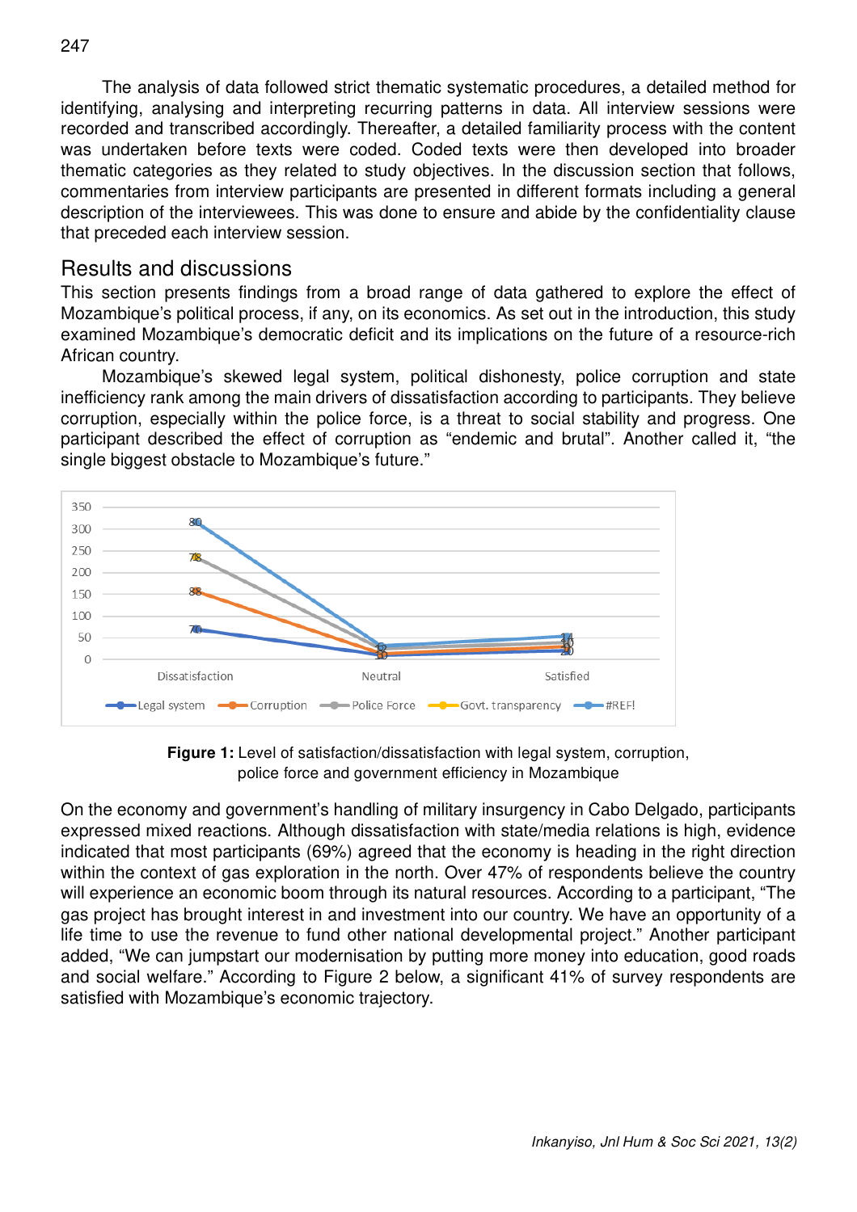The analysis of data followed strict thematic systematic procedures, a detailed method for identifying, analysing and interpreting recurring patterns in data. All interview sessions were recorded and transcribed accordingly. Thereafter, a detailed familiarity process with the content was undertaken before texts were coded. Coded texts were then developed into broader thematic categories as they related to study objectives. In the discussion section that follows, commentaries from interview participants are presented in different formats including a general description of the interviewees. This was done to ensure and abide by the confidentiality clause that preceded each interview session.

## Results and discussions

This section presents findings from a broad range of data gathered to explore the effect of Mozambique's political process, if any, on its economics. As set out in the introduction, this study examined Mozambique's democratic deficit and its implications on the future of a resource-rich African country.

Mozambique's skewed legal system, political dishonesty, police corruption and state inefficiency rank among the main drivers of dissatisfaction according to participants. They believe corruption, especially within the police force, is a threat to social stability and progress. One participant described the effect of corruption as "endemic and brutal". Another called it, "the single biggest obstacle to Mozambique's future."

**Figure 1:** Level of satisfaction/dissatisfaction with legal system, corruption, police force and government efficiency in Mozambique

On the economy and government's handling of military insurgency in Cabo Delgado, participants expressed mixed reactions. Although dissatisfaction with state/media relations is high, evidence indicated that most participants (69%) agreed that the economy is heading in the right direction within the context of gas exploration in the north. Over 47% of respondents believe the country will experience an economic boom through its natural resources. According to a participant, "The gas project has brought interest in and investment into our country. We have an opportunity of a life time to use the revenue to fund other national developmental project." Another participant added, "We can jumpstart our modernisation by putting more money into education, good roads and social welfare." According to Figure 2 below, a significant 41% of survey respondents are satisfied with Mozambique's economic trajectory.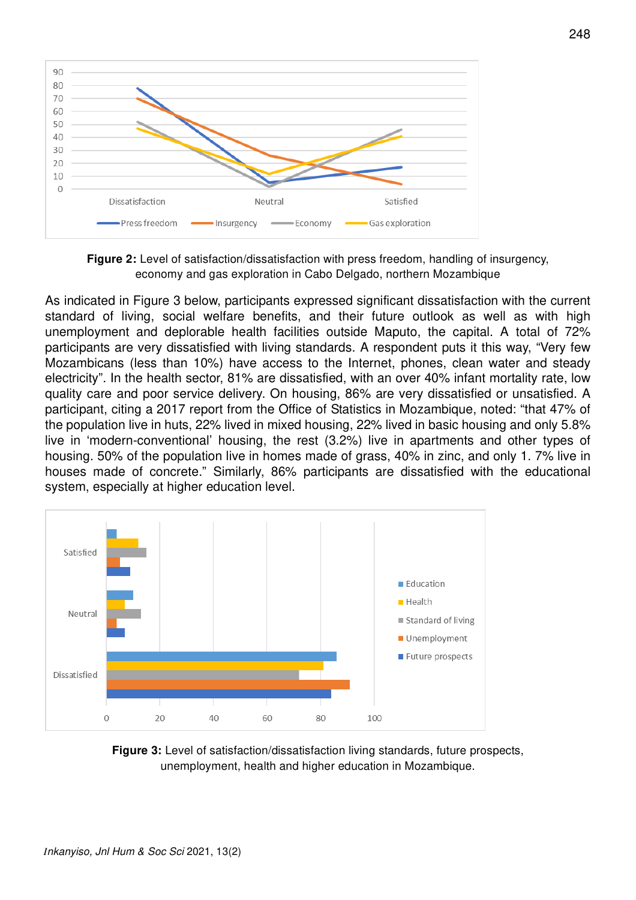**Figure 2:** Level of satisfaction/dissatisfaction with press freedom, handling of insurgency, economy and gas exploration in Cabo Delgado, northern Mozambique

As indicated in Figure 3 below, participants expressed significant dissatisfaction with the current standard of living, social welfare benefits, and their future outlook as well as with high unemployment and deplorable health facilities outside Maputo, the capital. A total of 72% participants are very dissatisfied with living standards. A respondent puts it this way, "Very few Mozambicans (less than 10%) have access to the Internet, phones, clean water and steady electricity". In the health sector, 81% are dissatisfied, with an over 40% infant mortality rate, low quality care and poor service delivery. On housing, 86% are very dissatisfied or unsatisfied. A participant, citing a 2017 report from the Office of Statistics in Mozambique, noted: "that 47% of the population live in huts, 22% lived in mixed housing, 22% lived in basic housing and only 5.8% live in 'modern-conventional' housing, the rest (3.2%) live in apartments and other types of housing. 50% of the population live in homes made of grass, 40% in zinc, and only 1. 7% live in houses made of concrete." Similarly, 86% participants are dissatisfied with the educational system, especially at higher education level.

**Figure 3:** Level of satisfaction/dissatisfaction living standards, future prospects, unemployment, health and higher education in Mozambique.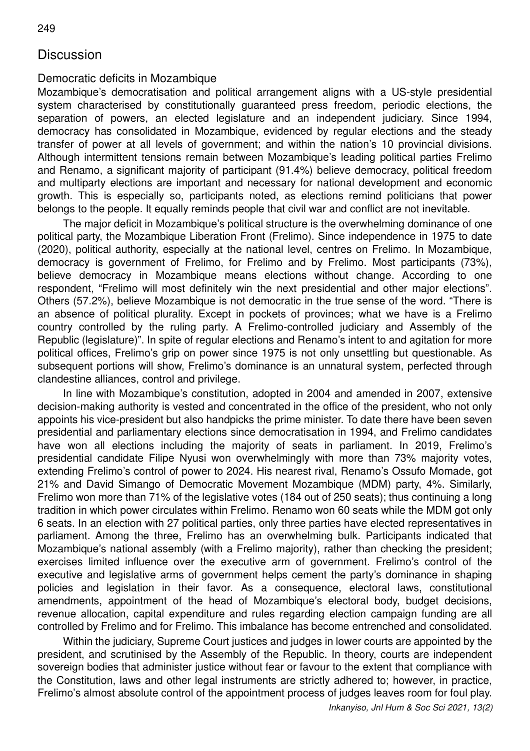## Discussion

### Democratic deficits in Mozambique

Mozambique's democratisation and political arrangement aligns with a US-style presidential system characterised by constitutionally guaranteed press freedom, periodic elections, the separation of powers, an elected legislature and an independent judiciary. Since 1994, democracy has consolidated in Mozambique, evidenced by regular elections and the steady transfer of power at all levels of government; and within the nation's 10 provincial divisions. Although intermittent tensions remain between Mozambique's leading political parties Frelimo and Renamo, a significant majority of participant (91.4%) believe democracy, political freedom and multiparty elections are important and necessary for national development and economic growth. This is especially so, participants noted, as elections remind politicians that power belongs to the people. It equally reminds people that civil war and conflict are not inevitable.

The major deficit in Mozambique's political structure is the overwhelming dominance of one political party, the Mozambique Liberation Front (Frelimo). Since independence in 1975 to date (2020), political authority, especially at the national level, centres on Frelimo. In Mozambique, democracy is government of Frelimo, for Frelimo and by Frelimo. Most participants (73%), believe democracy in Mozambique means elections without change. According to one respondent, "Frelimo will most definitely win the next presidential and other major elections". Others (57.2%), believe Mozambique is not democratic in the true sense of the word. "There is an absence of political plurality. Except in pockets of provinces; what we have is a Frelimo country controlled by the ruling party. A Frelimo-controlled judiciary and Assembly of the Republic (legislature)". In spite of regular elections and Renamo's intent to and agitation for more political offices, Frelimo's grip on power since 1975 is not only unsettling but questionable. As subsequent portions will show, Frelimo's dominance is an unnatural system, perfected through clandestine alliances, control and privilege.

In line with Mozambique's constitution, adopted in 2004 and amended in 2007, extensive decision-making authority is vested and concentrated in the office of the president, who not only appoints his vice-president but also handpicks the prime minister. To date there have been seven presidential and parliamentary elections since democratisation in 1994, and Frelimo candidates have won all elections including the majority of seats in parliament. In 2019, Frelimo's presidential candidate Filipe Nyusi won overwhelmingly with more than 73% majority votes, extending Frelimo's control of power to 2024. His nearest rival, Renamo's Ossufo Momade, got 21% and David Simango of Democratic Movement Mozambique (MDM) party, 4%. Similarly, Frelimo won more than 71% of the legislative votes (184 out of 250 seats); thus continuing a long tradition in which power circulates within Frelimo. Renamo won 60 seats while the MDM got only 6 seats. In an election with 27 political parties, only three parties have elected representatives in parliament. Among the three, Frelimo has an overwhelming bulk. Participants indicated that Mozambique's national assembly (with a Frelimo majority), rather than checking the president; exercises limited influence over the executive arm of government. Frelimo's control of the executive and legislative arms of government helps cement the party's dominance in shaping policies and legislation in their favor. As a consequence, electoral laws, constitutional amendments, appointment of the head of Mozambique's electoral body, budget decisions, revenue allocation, capital expenditure and rules regarding election campaign funding are all controlled by Frelimo and for Frelimo. This imbalance has become entrenched and consolidated.

Within the judiciary, Supreme Court justices and judges in lower courts are appointed by the president, and scrutinised by the Assembly of the Republic. In theory, courts are independent sovereign bodies that administer justice without fear or favour to the extent that compliance with the Constitution, laws and other legal instruments are strictly adhered to; however, in practice, Frelimo's almost absolute control of the appointment process of judges leaves room for foul play.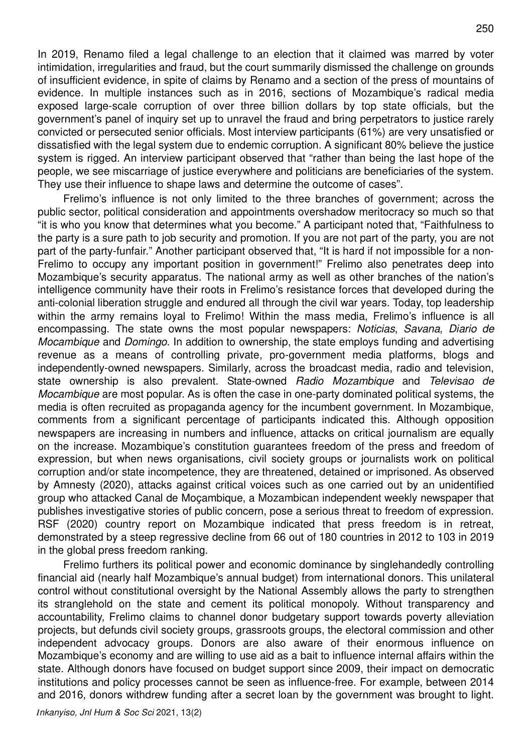In 2019, Renamo filed a legal challenge to an election that it claimed was marred by voter intimidation, irregularities and fraud, but the court summarily dismissed the challenge on grounds of insufficient evidence, in spite of claims by Renamo and a section of the press of mountains of evidence. In multiple instances such as in 2016, sections of Mozambique's radical media exposed large-scale corruption of over three billion dollars by top state officials, but the government's panel of inquiry set up to unravel the fraud and bring perpetrators to justice rarely convicted or persecuted senior officials. Most interview participants (61%) are very unsatisfied or dissatisfied with the legal system due to endemic corruption. A significant 80% believe the justice system is rigged. An interview participant observed that "rather than being the last hope of the people, we see miscarriage of justice everywhere and politicians are beneficiaries of the system. They use their influence to shape laws and determine the outcome of cases".

Frelimo's influence is not only limited to the three branches of government; across the public sector, political consideration and appointments overshadow meritocracy so much so that "it is who you know that determines what you become." A participant noted that, "Faithfulness to the party is a sure path to job security and promotion. If you are not part of the party, you are not part of the party-funfair." Another participant observed that, "It is hard if not impossible for a non-Frelimo to occupy any important position in government!" Frelimo also penetrates deep into Mozambique's security apparatus. The national army as well as other branches of the nation's intelligence community have their roots in Frelimo's resistance forces that developed during the anti-colonial liberation struggle and endured all through the civil war years. Today, top leadership within the army remains loyal to Frelimo! Within the mass media, Frelimo's influence is all encompassing. The state owns the most popular newspapers: *Noticias*, *Savana*, *Diario de Mocambique* and *Domingo*. In addition to ownership, the state employs funding and advertising revenue as a means of controlling private, pro-government media platforms, blogs and independently-owned newspapers. Similarly, across the broadcast media, radio and television, state ownership is also prevalent. State-owned *Radio Mozambique* and *Televisao de Mocambique* are most popular. As is often the case in one-party dominated political systems, the media is often recruited as propaganda agency for the incumbent government. In Mozambique, comments from a significant percentage of participants indicated this. Although opposition newspapers are increasing in numbers and influence, attacks on critical journalism are equally on the increase. Mozambique's constitution guarantees freedom of the press and freedom of expression, but when news organisations, civil society groups or journalists work on political corruption and/or state incompetence, they are threatened, detained or imprisoned. As observed by Amnesty (2020), attacks against critical voices such as one carried out by an unidentified group who attacked Canal de Moçambique, a Mozambican independent weekly newspaper that publishes investigative stories of public concern, pose a serious threat to freedom of expression. RSF (2020) country report on Mozambique indicated that press freedom is in retreat, demonstrated by a steep regressive decline from 66 out of 180 countries in 2012 to 103 in 2019 in the global press freedom ranking.

Frelimo furthers its political power and economic dominance by singlehandedly controlling financial aid (nearly half Mozambique's annual budget) from international donors. This unilateral control without constitutional oversight by the National Assembly allows the party to strengthen its stranglehold on the state and cement its political monopoly. Without transparency and accountability, Frelimo claims to channel donor budgetary support towards poverty alleviation projects, but defunds civil society groups, grassroots groups, the electoral commission and other independent advocacy groups. Donors are also aware of their enormous influence on Mozambique's economy and are willing to use aid as a bait to influence internal affairs within the state. Although donors have focused on budget support since 2009, their impact on democratic institutions and policy processes cannot be seen as influence-free. For example, between 2014 and 2016, donors withdrew funding after a secret loan by the government was brought to light.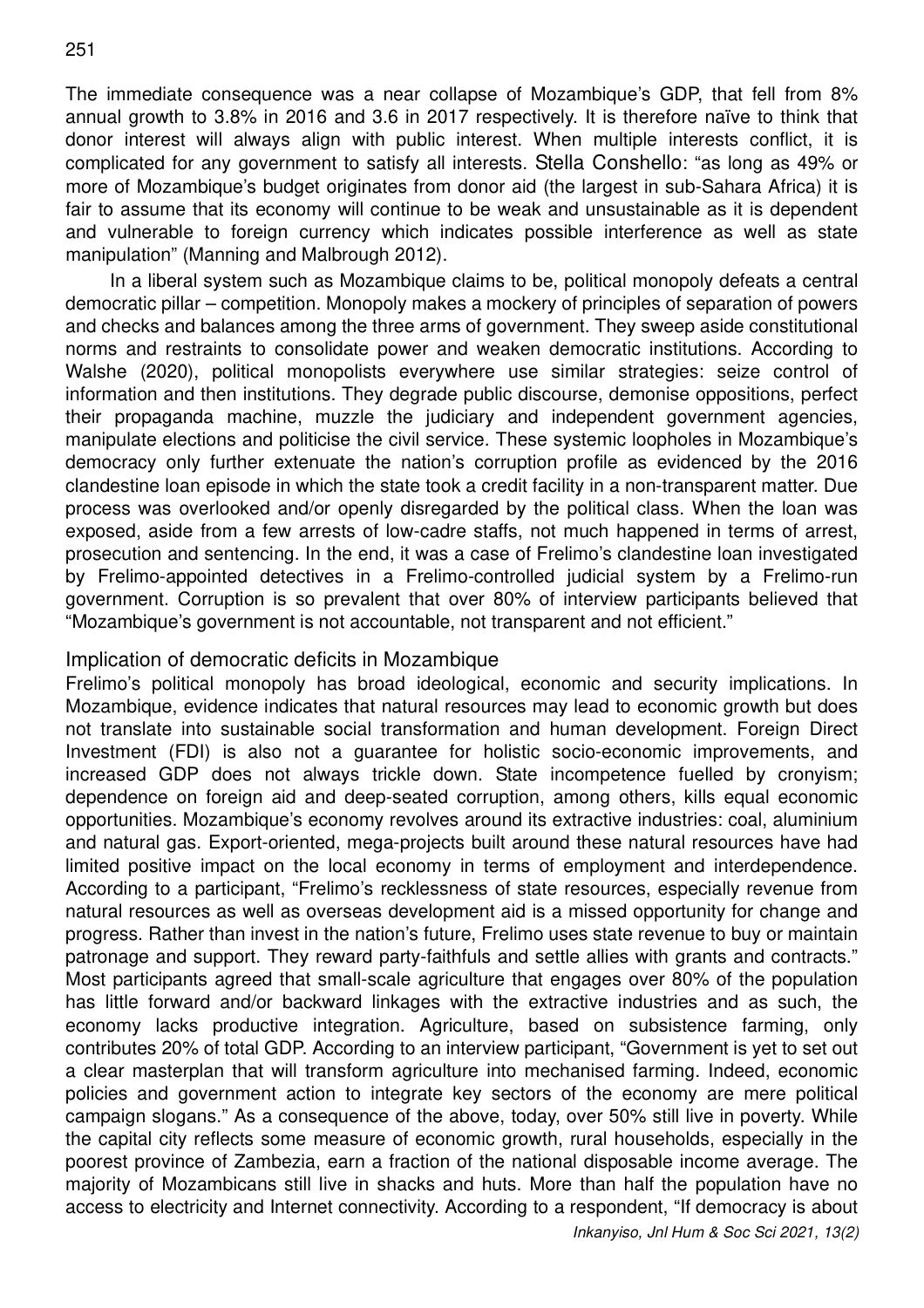The immediate consequence was a near collapse of Mozambique's GDP, that fell from 8% annual growth to 3.8% in 2016 and 3.6 in 2017 respectively. It is therefore naïve to think that donor interest will always align with public interest. When multiple interests conflict, it is complicated for any government to satisfy all interests. Stella Conshello: "as long as 49% or more of Mozambique's budget originates from donor aid (the largest in sub-Sahara Africa) it is fair to assume that its economy will continue to be weak and unsustainable as it is dependent and vulnerable to foreign currency which indicates possible interference as well as state manipulation" (Manning and Malbrough 2012).

In a liberal system such as Mozambique claims to be, political monopoly defeats a central democratic pillar – competition. Monopoly makes a mockery of principles of separation of powers and checks and balances among the three arms of government. They sweep aside constitutional norms and restraints to consolidate power and weaken democratic institutions. According to Walshe (2020), political monopolists everywhere use similar strategies: seize control of information and then institutions. They degrade public discourse, demonise oppositions, perfect their propaganda machine, muzzle the judiciary and independent government agencies, manipulate elections and politicise the civil service. These systemic loopholes in Mozambique's democracy only further extenuate the nation's corruption profile as evidenced by the 2016 clandestine loan episode in which the state took a credit facility in a non-transparent matter. Due process was overlooked and/or openly disregarded by the political class. When the loan was exposed, aside from a few arrests of low-cadre staffs, not much happened in terms of arrest, prosecution and sentencing. In the end, it was a case of Frelimo's clandestine loan investigated by Frelimo-appointed detectives in a Frelimo-controlled judicial system by a Frelimo-run government. Corruption is so prevalent that over 80% of interview participants believed that "Mozambique's government is not accountable, not transparent and not efficient."

## Implication of democratic deficits in Mozambique

Frelimo's political monopoly has broad ideological, economic and security implications. In Mozambique, evidence indicates that natural resources may lead to economic growth but does not translate into sustainable social transformation and human development. Foreign Direct Investment (FDI) is also not a guarantee for holistic socio-economic improvements, and increased GDP does not always trickle down. State incompetence fuelled by cronyism; dependence on foreign aid and deep-seated corruption, among others, kills equal economic opportunities. Mozambique's economy revolves around its extractive industries: coal, aluminium and natural gas. Export-oriented, mega-projects built around these natural resources have had limited positive impact on the local economy in terms of employment and interdependence. According to a participant, "Frelimo's recklessness of state resources, especially revenue from natural resources as well as overseas development aid is a missed opportunity for change and progress. Rather than invest in the nation's future, Frelimo uses state revenue to buy or maintain patronage and support. They reward party-faithfuls and settle allies with grants and contracts." Most participants agreed that small-scale agriculture that engages over 80% of the population has little forward and/or backward linkages with the extractive industries and as such, the economy lacks productive integration. Agriculture, based on subsistence farming, only contributes 20% of total GDP. According to an interview participant, "Government is yet to set out a clear masterplan that will transform agriculture into mechanised farming. Indeed, economic policies and government action to integrate key sectors of the economy are mere political campaign slogans." As a consequence of the above, today, over 50% still live in poverty. While the capital city reflects some measure of economic growth, rural households, especially in the poorest province of Zambezia, earn a fraction of the national disposable income average. The majority of Mozambicans still live in shacks and huts. More than half the population have no access to electricity and Internet connectivity. According to a respondent, "If democracy is about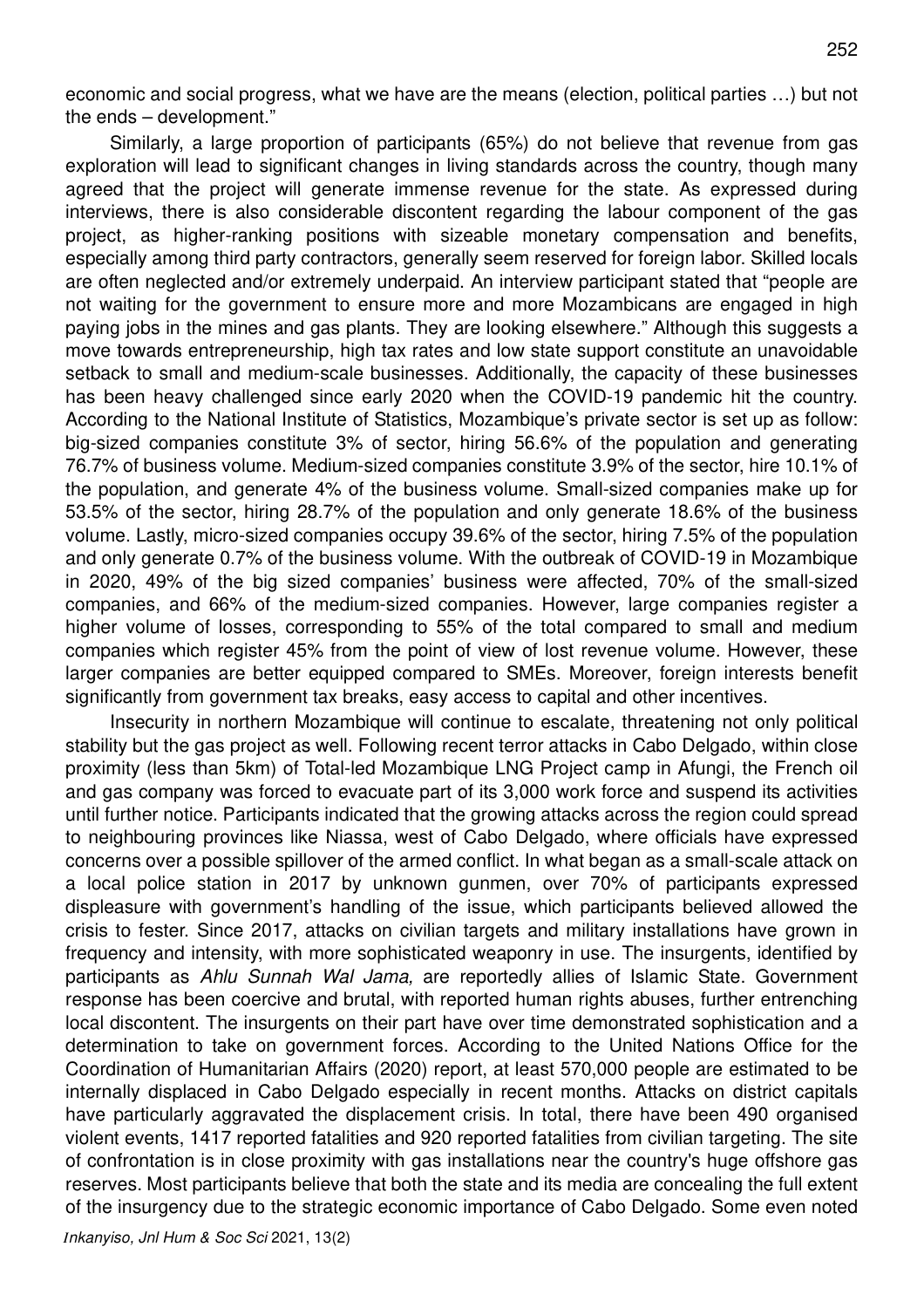economic and social progress, what we have are the means (election, political parties …) but not the ends – development."

Similarly, a large proportion of participants (65%) do not believe that revenue from gas exploration will lead to significant changes in living standards across the country, though many agreed that the project will generate immense revenue for the state. As expressed during interviews, there is also considerable discontent regarding the labour component of the gas project, as higher-ranking positions with sizeable monetary compensation and benefits, especially among third party contractors, generally seem reserved for foreign labor. Skilled locals are often neglected and/or extremely underpaid. An interview participant stated that "people are not waiting for the government to ensure more and more Mozambicans are engaged in high paying jobs in the mines and gas plants. They are looking elsewhere." Although this suggests a move towards entrepreneurship, high tax rates and low state support constitute an unavoidable setback to small and medium-scale businesses. Additionally, the capacity of these businesses has been heavy challenged since early 2020 when the COVID-19 pandemic hit the country. According to the National Institute of Statistics, Mozambique's private sector is set up as follow: big-sized companies constitute 3% of sector, hiring 56.6% of the population and generating 76.7% of business volume. Medium-sized companies constitute 3.9% of the sector, hire 10.1% of the population, and generate 4% of the business volume. Small-sized companies make up for 53.5% of the sector, hiring 28.7% of the population and only generate 18.6% of the business volume. Lastly, micro-sized companies occupy 39.6% of the sector, hiring 7.5% of the population and only generate 0.7% of the business volume. With the outbreak of COVID-19 in Mozambique in 2020, 49% of the big sized companies' business were affected, 70% of the small-sized companies, and 66% of the medium-sized companies. However, large companies register a higher volume of losses, corresponding to 55% of the total compared to small and medium companies which register 45% from the point of view of lost revenue volume. However, these larger companies are better equipped compared to SMEs. Moreover, foreign interests benefit significantly from government tax breaks, easy access to capital and other incentives.

Insecurity in northern Mozambique will continue to escalate, threatening not only political stability but the gas project as well. Following recent terror attacks in Cabo Delgado, within close proximity (less than 5km) of Total-led Mozambique LNG Project camp in Afungi, the French oil and gas company was forced to evacuate part of its 3,000 work force and suspend its activities until further notice. Participants indicated that the growing attacks across the region could spread to neighbouring provinces like Niassa, west of Cabo Delgado, where officials have expressed concerns over a possible spillover of the armed conflict. In what began as a small-scale attack on a local police station in 2017 by unknown gunmen, over 70% of participants expressed displeasure with government's handling of the issue, which participants believed allowed the crisis to fester. Since 2017, attacks on civilian targets and military installations have grown in frequency and intensity, with more sophisticated weaponry in use. The insurgents, identified by participants as *Ahlu Sunnah Wal Jama,* are reportedly allies of Islamic State. Government response has been coercive and brutal, with reported human rights abuses, further entrenching local discontent. The insurgents on their part have over time demonstrated sophistication and a determination to take on government forces. According to the United Nations Office for the Coordination of Humanitarian Affairs (2020) report, at least 570,000 people are estimated to be internally displaced in Cabo Delgado especially in recent months. Attacks on district capitals have particularly aggravated the displacement crisis. In total, there have been 490 organised violent events, 1417 reported fatalities and 920 reported fatalities from civilian targeting. The site of confrontation is in close proximity with gas installations near the country's huge offshore gas reserves. Most participants believe that both the state and its media are concealing the full extent of the insurgency due to the strategic economic importance of Cabo Delgado. Some even noted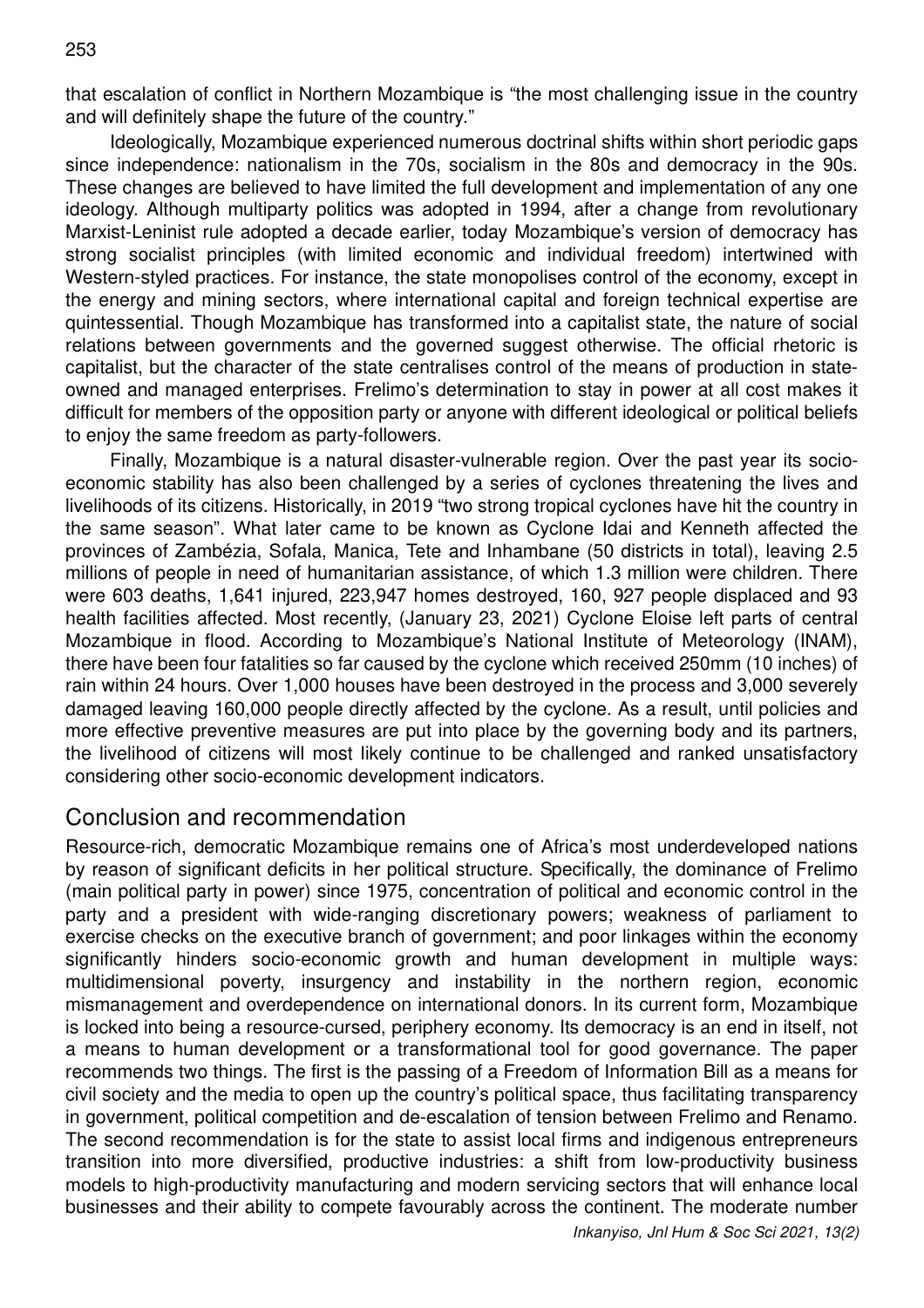that escalation of conflict in Northern Mozambique is "the most challenging issue in the country and will definitely shape the future of the country."

Ideologically, Mozambique experienced numerous doctrinal shifts within short periodic gaps since independence: nationalism in the 70s, socialism in the 80s and democracy in the 90s. These changes are believed to have limited the full development and implementation of any one ideology. Although multiparty politics was adopted in 1994, after a change from revolutionary Marxist-Leninist rule adopted a decade earlier, today Mozambique's version of democracy has strong socialist principles (with limited economic and individual freedom) intertwined with Western-styled practices. For instance, the state monopolises control of the economy, except in the energy and mining sectors, where international capital and foreign technical expertise are quintessential. Though Mozambique has transformed into a capitalist state, the nature of social relations between governments and the governed suggest otherwise. The official rhetoric is capitalist, but the character of the state centralises control of the means of production in state-owned and managed enterprises. Frelimo's determination to stay in power at all cost makes it difficult for members of the opposition party or anyone with different ideological or political beliefs to enjoy the same freedom as party-followers.

Finally, Mozambique is a natural disaster-vulnerable region. Over the past year its socio-economic stability has also been challenged by a series of cyclones threatening the lives and livelihoods of its citizens. Historically, in 2019 "two strong tropical cyclones have hit the country in the same season". What later came to be known as Cyclone Idai and Kenneth affected the provinces of Zambézia, Sofala, Manica, Tete and Inhambane (50 districts in total), leaving 2.5 millions of people in need of humanitarian assistance, of which 1.3 million were children. There were 603 deaths, 1,641 injured, 223,947 homes destroyed, 160, 927 people displaced and 93 health facilities affected. Most recently, (January 23, 2021) Cyclone Eloise left parts of central Mozambique in flood. According to Mozambique's National Institute of Meteorology (INAM), there have been four fatalities so far caused by the cyclone which received 250mm (10 inches) of rain within 24 hours. Over 1,000 houses have been destroyed in the process and 3,000 severely damaged leaving 160,000 people directly affected by the cyclone. As a result, until policies and more effective preventive measures are put into place by the governing body and its partners, the livelihood of citizens will most likely continue to be challenged and ranked unsatisfactory considering other socio-economic development indicators.

## Conclusion and recommendation

Resource-rich, democratic Mozambique remains one of Africa's most underdeveloped nations by reason of significant deficits in her political structure. Specifically, the dominance of Frelimo (main political party in power) since 1975, concentration of political and economic control in the party and a president with wide-ranging discretionary powers; weakness of parliament to exercise checks on the executive branch of government; and poor linkages within the economy significantly hinders socio-economic growth and human development in multiple ways: multidimensional poverty, insurgency and instability in the northern region, economic mismanagement and overdependence on international donors. In its current form, Mozambique is locked into being a resource-cursed, periphery economy. Its democracy is an end in itself, not a means to human development or a transformational tool for good governance. The paper recommends two things. The first is the passing of a Freedom of Information Bill as a means for civil society and the media to open up the country's political space, thus facilitating transparency in government, political competition and de-escalation of tension between Frelimo and Renamo. The second recommendation is for the state to assist local firms and indigenous entrepreneurs transition into more diversified, productive industries: a shift from low-productivity business models to high-productivity manufacturing and modern servicing sectors that will enhance local businesses and their ability to compete favourably across the continent. The moderate number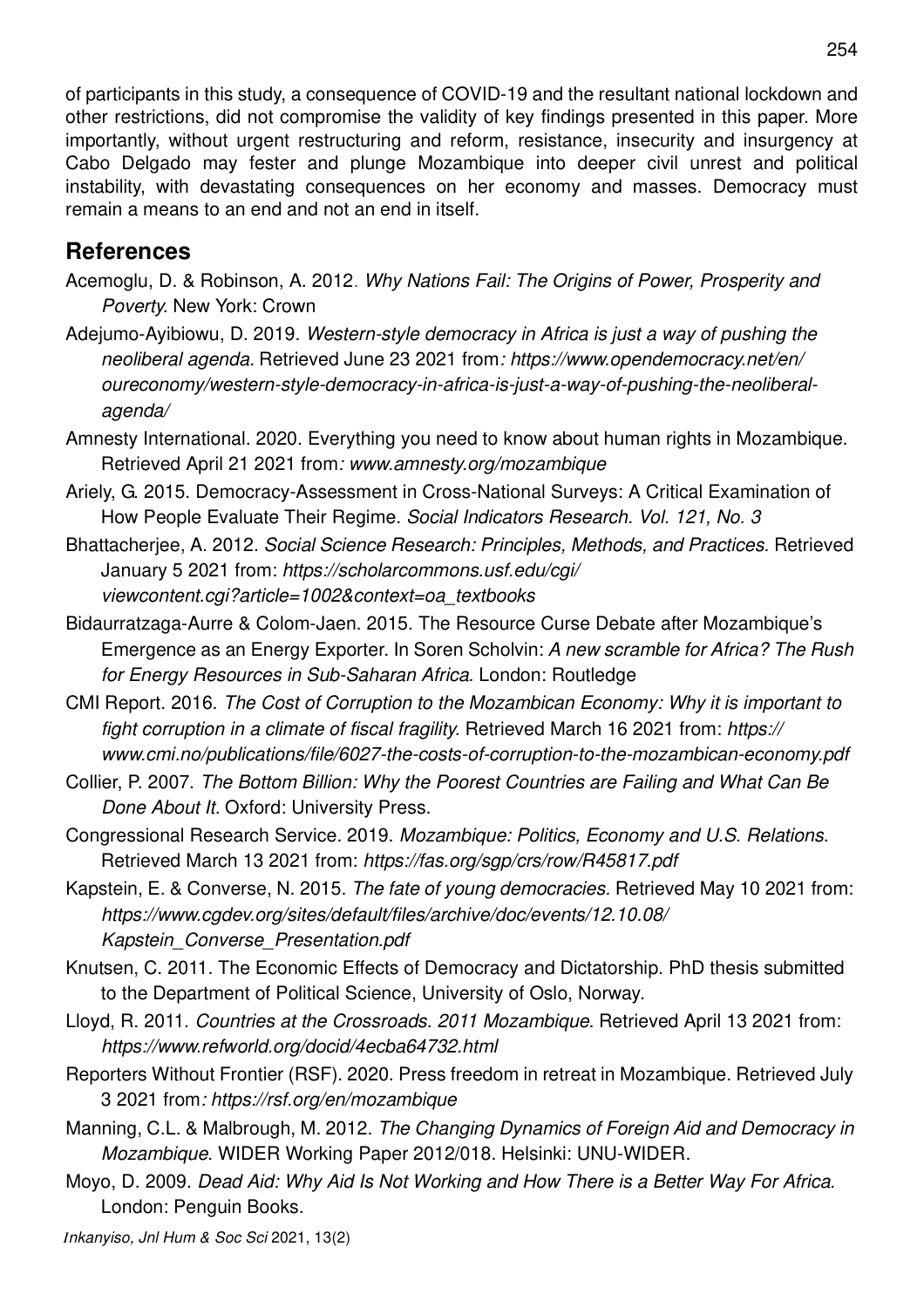of participants in this study, a consequence of COVID-19 and the resultant national lockdown and other restrictions, did not compromise the validity of key findings presented in this paper. More importantly, without urgent restructuring and reform, resistance, insecurity and insurgency at Cabo Delgado may fester and plunge Mozambique into deeper civil unrest and political instability, with devastating consequences on her economy and masses. Democracy must remain a means to an end and not an end in itself.

## References

Acemoglu, D. & Robinson, A. 2012. *Why Nations Fail: The Origins of Power, Prosperity and Poverty*. New York: Crown

Adejumo-Ayibiowu, D. 2019. *Western-style democracy in Africa is just a way of pushing the neoliberal agenda*. Retrieved June 23 2021 from*: https://www.opendemocracy.net/en/oureconomy/western-style-democracy-in-africa-is-just-a-way-of-pushing-the-neoliberal-agenda/*

Amnesty International. 2020. Everything you need to know about human rights in Mozambique. Retrieved April 21 2021 from*: www.amnesty.org/mozambique*

Ariely, G. 2015. Democracy-Assessment in Cross-National Surveys: A Critical Examination of How People Evaluate Their Regime. *Social Indicators Research. Vol. 121, No. 3*

Bhattacherjee, A. 2012. *Social Science Research: Principles, Methods, and Practices.* Retrieved January 5 2021 from: *https://scholarcommons.usf.edu/cgi/viewcontent.cgi?article=1002&context=oa_textbooks*

Bidaurratzaga-Aurre & Colom-Jaen. 2015. The Resource Curse Debate after Mozambique's Emergence as an Energy Exporter. In Soren Scholvin: *A new scramble for Africa? The Rush for Energy Resources in Sub-Saharan Africa.* London: Routledge

CMI Report. 2016. *The Cost of Corruption to the Mozambican Economy: Why it is important to fight corruption in a climate of fiscal fragility.* Retrieved March 16 2021 from: *https://www.cmi.no/publications/file/6027-the-costs-of-corruption-to-the-mozambican-economy.pdf*

Collier, P. 2007. *The Bottom Billion: Why the Poorest Countries are Failing and What Can Be Done About It.* Oxford: University Press.

Congressional Research Service. 2019. *Mozambique: Politics, Economy and U.S. Relations*. Retrieved March 13 2021 from: *https://fas.org/sgp/crs/row/R45817.pdf*

Kapstein, E. & Converse, N. 2015. *The fate of young democracies.* Retrieved May 10 2021 from: *https://www.cgdev.org/sites/default/files/archive/doc/events/12.10.08/Kapstein_Converse_Presentation.pdf*

Knutsen, C. 2011. The Economic Effects of Democracy and Dictatorship. PhD thesis submitted to the Department of Political Science, University of Oslo, Norway.

Lloyd, R. 2011. *Countries at the Crossroads. 2011 Mozambique*. Retrieved April 13 2021 from: *https://www.refworld.org/docid/4ecba64732.html*

Reporters Without Frontier (RSF). 2020. Press freedom in retreat in Mozambique. Retrieved July 3 2021 from*: https://rsf.org/en/mozambique*

Manning, C.L. & Malbrough, M. 2012. *The Changing Dynamics of Foreign Aid and Democracy in Mozambique.* WIDER Working Paper 2012/018. Helsinki: UNU-WIDER.

Moyo, D. 2009. *Dead Aid: Why Aid Is Not Working and How There is a Better Way For Africa.* London: Penguin Books.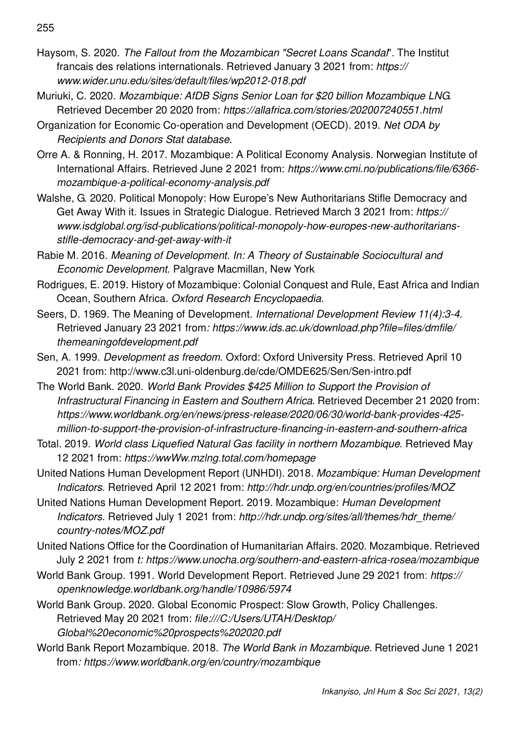Haysom, S. 2020. *The Fallout from the Mozambican "Secret Loans Scandal*". The Institut francais des relations internationals. Retrieved January 3 2021 from: *https://www.wider.unu.edu/sites/default/files/wp2012-018.pdf*

Muriuki, C. 2020. *Mozambique: AfDB Signs Senior Loan for $20 billion Mozambique LNG*. Retrieved December 20 2020 from: *https://allafrica.com/stories/202007240551.html*

Organization for Economic Co-operation and Development (OECD). 2019. *Net ODA by Recipients and Donors Stat database.*

Orre A. & Ronning, H. 2017. Mozambique: A Political Economy Analysis. Norwegian Institute of International Affairs. Retrieved June 2 2021 from: *https://www.cmi.no/publications/file/6366-mozambique-a-political-economy-analysis.pdf*

Walshe, G. 2020. Political Monopoly: How Europe's New Authoritarians Stifle Democracy and Get Away With it. Issues in Strategic Dialogue. Retrieved March 3 2021 from: *https://www.isdglobal.org/isd-publications/political-monopoly-how-europes-new-authoritarians-stifle-democracy-and-get-away-with-it*

Rabie M. 2016. *Meaning of Development. In: A Theory of Sustainable Sociocultural and Economic Development*. Palgrave Macmillan, New York

Rodrigues, E. 2019. History of Mozambique: Colonial Conquest and Rule, East Africa and Indian Ocean, Southern Africa. *Oxford Research Encyclopaedia.*

Seers, D. 1969. The Meaning of Development. *International Development Review 11(4):3-4.* Retrieved January 23 2021 from*: https://www.ids.ac.uk/download.php?file=files/dmfile/themeaningofdevelopment.pdf*

Sen, A. 1999. *Development as freedom*. Oxford: Oxford University Press. Retrieved April 10 2021 from: http://www.c3l.uni-oldenburg.de/cde/OMDE625/Sen/Sen-intro.pdf

The World Bank. 2020. *World Bank Provides $425 Million to Support the Provision of Infrastructural Financing in Eastern and Southern Africa.* Retrieved December 21 2020 from: *https://www.worldbank.org/en/news/press-release/2020/06/30/world-bank-provides-425-million-to-support-the-provision-of-infrastructure-financing-in-eastern-and-southern-africa*

Total. 2019. *World class Liquefied Natural Gas facility in northern Mozambique*. Retrieved May 12 2021 from: *https://wwWw.mzlng.total.com/homepage*

United Nations Human Development Report (UNHDI). 2018*. Mozambique: Human Development Indicators.* Retrieved April 12 2021 from: *http://hdr.undp.org/en/countries/profiles/MOZ*

United Nations Human Development Report. 2019. Mozambique: *Human Development Indicators*. Retrieved July 1 2021 from: *http://hdr.undp.org/sites/all/themes/hdr_theme/country-notes/MOZ.pdf*

United Nations Office for the Coordination of Humanitarian Affairs. 2020. Mozambique. Retrieved July 2 2021 from *t: https://www.unocha.org/southern-and-eastern-africa-rosea/mozambique*

World Bank Group. 1991. World Development Report. Retrieved June 29 2021 from: *https://openknowledge.worldbank.org/handle/10986/5974*

World Bank Group. 2020. Global Economic Prospect: Slow Growth, Policy Challenges. Retrieved May 20 2021 from: *file:///C:/Users/UTAH/Desktop/Global%20economic%20prospects%202020.pdf*

World Bank Report Mozambique. 2018. *The World Bank in Mozambique.* Retrieved June 1 2021 from*: https://www.worldbank.org/en/country/mozambique*